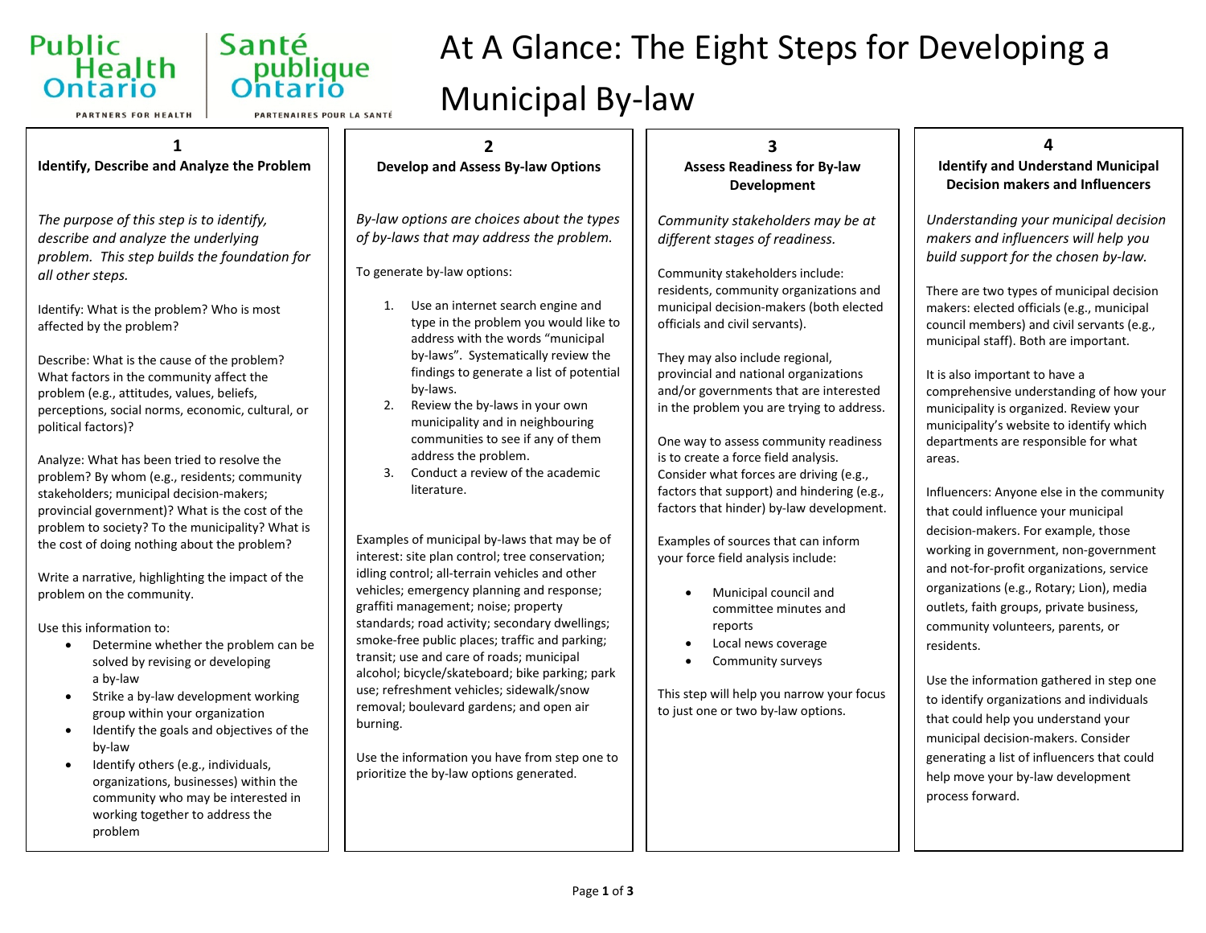Public Health Ontario — PARTNERS FOR HEALTH

Santé publique Ontario — PARTENAIRES POUR LA SANTÉ

# At A Glance: The Eight Steps for Developing a Municipal By-law

## 1 Identify, Describe and Analyze the Problem

*The purpose of this step is to identify, describe and analyze the underlying problem. This step builds the foundation for all other steps.*

Identify: What is the problem? Who is most affected by the problem?

Describe: What is the cause of the problem? What factors in the community affect the problem (e.g., attitudes, values, beliefs, perceptions, social norms, economic, cultural, or political factors)?

Analyze: What has been tried to resolve the problem? By whom (e.g., residents; community stakeholders; municipal decision-makers; provincial government)? What is the cost of the problem to society? To the municipality? What is the cost of doing nothing about the problem?

Write a narrative, highlighting the impact of the problem on the community.

Use this information to:

- Determine whether the problem can be solved by revising or developing a by-law
- Strike a by-law development working group within your organization
- Identify the goals and objectives of the by-law
- Identify others (e.g., individuals, organizations, businesses) within the community who may be interested in working together to address the problem

## 2 Develop and Assess By-law Options

*By-law options are choices about the types of by-laws that may address the problem.*

To generate by-law options:

1. Use an internet search engine and type in the problem you would like to address with the words "municipal by-laws". Systematically review the findings to generate a list of potential by-laws.
2. Review the by-laws in your own municipality and in neighbouring communities to see if any of them address the problem.
3. Conduct a review of the academic literature.

Examples of municipal by-laws that may be of interest: site plan control; tree conservation; idling control; all-terrain vehicles and other vehicles; emergency planning and response; graffiti management; noise; property standards; road activity; secondary dwellings; smoke-free public places; traffic and parking; transit; use and care of roads; municipal alcohol; bicycle/skateboard; bike parking; park use; refreshment vehicles; sidewalk/snow removal; boulevard gardens; and open air burning.

Use the information you have from step one to prioritize the by-law options generated.

## 3 Assess Readiness for By-law Development

*Community stakeholders may be at different stages of readiness.*

Community stakeholders include: residents, community organizations and municipal decision-makers (both elected officials and civil servants).

They may also include regional, provincial and national organizations and/or governments that are interested in the problem you are trying to address.

One way to assess community readiness is to create a force field analysis. Consider what forces are driving (e.g., factors that support) and hindering (e.g., factors that hinder) by-law development.

Examples of sources that can inform your force field analysis include:

- Municipal council and committee minutes and reports
- Local news coverage
- Community surveys

This step will help you narrow your focus to just one or two by-law options.

## 4 Identify and Understand Municipal Decision makers and Influencers

*Understanding your municipal decision makers and influencers will help you build support for the chosen by-law.*

There are two types of municipal decision makers: elected officials (e.g., municipal council members) and civil servants (e.g., municipal staff). Both are important.

It is also important to have a comprehensive understanding of how your municipality is organized. Review your municipality's website to identify which departments are responsible for what areas.

Influencers: Anyone else in the community that could influence your municipal decision-makers. For example, those working in government, non-government and not-for-profit organizations, service organizations (e.g., Rotary; Lion), media outlets, faith groups, private business, community volunteers, parents, or residents.

Use the information gathered in step one to identify organizations and individuals that could help you understand your municipal decision-makers. Consider generating a list of influencers that could help move your by-law development process forward.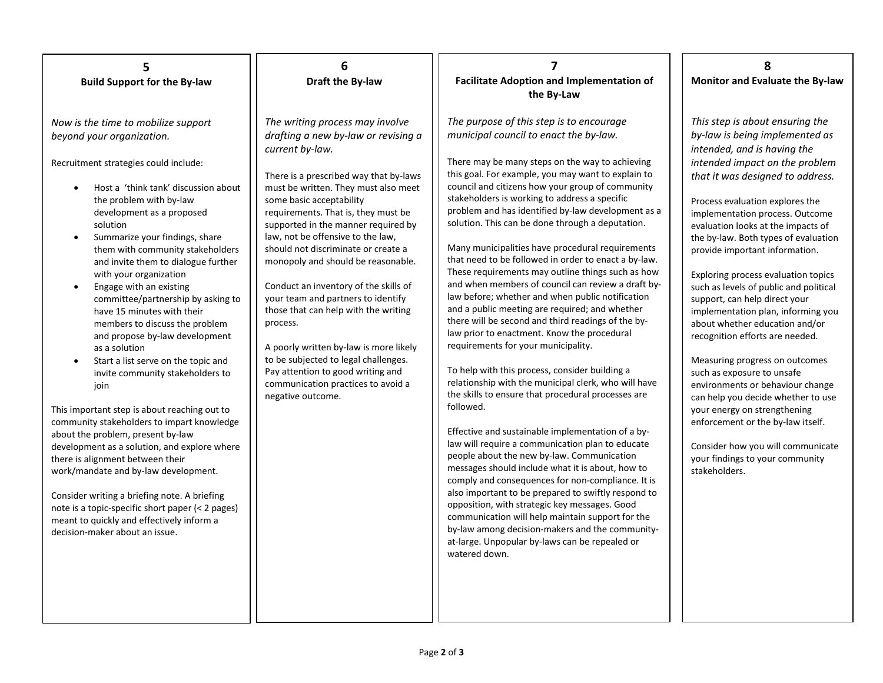## 5
## Build Support for the By-law

*Now is the time to mobilize support beyond your organization.*

Recruitment strategies could include:

- Host a 'think tank' discussion about the problem with by-law development as a proposed solution
- Summarize your findings, share them with community stakeholders and invite them to dialogue further with your organization
- Engage with an existing committee/partnership by asking to have 15 minutes with their members to discuss the problem and propose by-law development as a solution
- Start a list serve on the topic and invite community stakeholders to join

This important step is about reaching out to community stakeholders to impart knowledge about the problem, present by-law development as a solution, and explore where there is alignment between their work/mandate and by-law development.

Consider writing a briefing note. A briefing note is a topic-specific short paper (< 2 pages) meant to quickly and effectively inform a decision-maker about an issue.

## 6
## Draft the By-law

*The writing process may involve drafting a new by-law or revising a current by-law.*

There is a prescribed way that by-laws must be written. They must also meet some basic acceptability requirements. That is, they must be supported in the manner required by law, not be offensive to the law, should not discriminate or create a monopoly and should be reasonable.

Conduct an inventory of the skills of your team and partners to identify those that can help with the writing process.

A poorly written by-law is more likely to be subjected to legal challenges. Pay attention to good writing and communication practices to avoid a negative outcome.

## 7
## Facilitate Adoption and Implementation of the By-Law

*The purpose of this step is to encourage municipal council to enact the by-law.*

There may be many steps on the way to achieving this goal. For example, you may want to explain to council and citizens how your group of community stakeholders is working to address a specific problem and has identified by-law development as a solution. This can be done through a deputation.

Many municipalities have procedural requirements that need to be followed in order to enact a by-law. These requirements may outline things such as how and when members of council can review a draft by-law before; whether and when public notification and a public meeting are required; and whether there will be second and third readings of the by-law prior to enactment. Know the procedural requirements for your municipality.

To help with this process, consider building a relationship with the municipal clerk, who will have the skills to ensure that procedural processes are followed.

Effective and sustainable implementation of a by-law will require a communication plan to educate people about the new by-law. Communication messages should include what it is about, how to comply and consequences for non-compliance. It is also important to be prepared to swiftly respond to opposition, with strategic key messages. Good communication will help maintain support for the by-law among decision-makers and the community-at-large. Unpopular by-laws can be repealed or watered down.

## 8
## Monitor and Evaluate the By-law

*This step is about ensuring the by-law is being implemented as intended, and is having the intended impact on the problem that it was designed to address.*

Process evaluation explores the implementation process. Outcome evaluation looks at the impacts of the by-law. Both types of evaluation provide important information.

Exploring process evaluation topics such as levels of public and political support, can help direct your implementation plan, informing you about whether education and/or recognition efforts are needed.

Measuring progress on outcomes such as exposure to unsafe environments or behaviour change can help you decide whether to use your energy on strengthening enforcement or the by-law itself.

Consider how you will communicate your findings to your community stakeholders.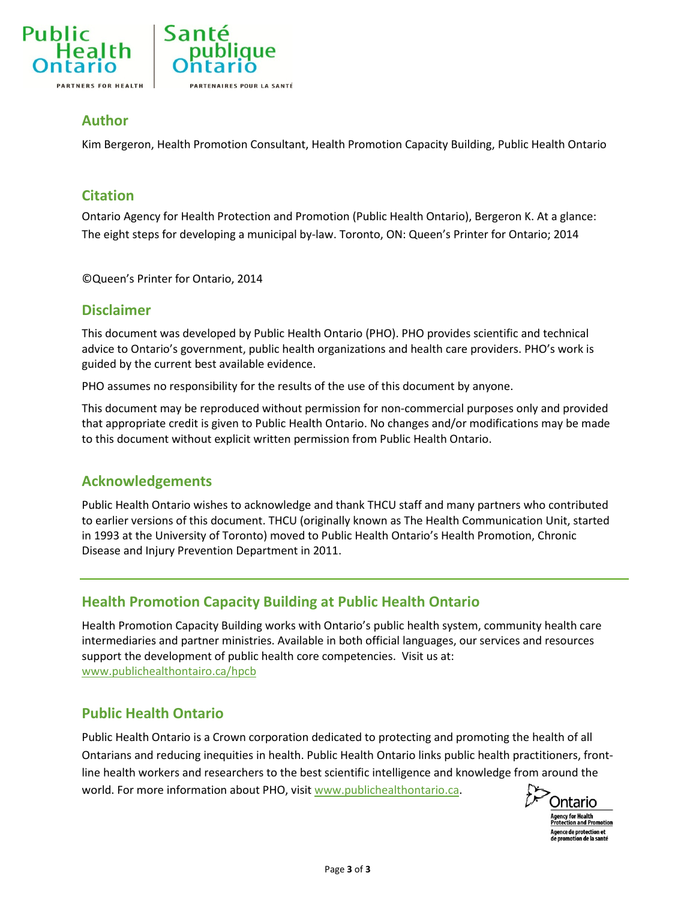## Author

Kim Bergeron, Health Promotion Consultant, Health Promotion Capacity Building, Public Health Ontario

## Citation

Ontario Agency for Health Protection and Promotion (Public Health Ontario), Bergeron K. At a glance: The eight steps for developing a municipal by-law. Toronto, ON: Queen's Printer for Ontario; 2014

©Queen's Printer for Ontario, 2014

## Disclaimer

This document was developed by Public Health Ontario (PHO). PHO provides scientific and technical advice to Ontario's government, public health organizations and health care providers. PHO's work is guided by the current best available evidence.

PHO assumes no responsibility for the results of the use of this document by anyone.

This document may be reproduced without permission for non-commercial purposes only and provided that appropriate credit is given to Public Health Ontario. No changes and/or modifications may be made to this document without explicit written permission from Public Health Ontario.

## Acknowledgements

Public Health Ontario wishes to acknowledge and thank THCU staff and many partners who contributed to earlier versions of this document. THCU (originally known as The Health Communication Unit, started in 1993 at the University of Toronto) moved to Public Health Ontario's Health Promotion, Chronic Disease and Injury Prevention Department in 2011.

---

## Health Promotion Capacity Building at Public Health Ontario

Health Promotion Capacity Building works with Ontario's public health system, community health care intermediaries and partner ministries. Available in both official languages, our services and resources support the development of public health core competencies. Visit us at: www.publichealthontairo.ca/hpcb

## Public Health Ontario

Public Health Ontario is a Crown corporation dedicated to protecting and promoting the health of all Ontarians and reducing inequities in health. Public Health Ontario links public health practitioners, front-line health workers and researchers to the best scientific intelligence and knowledge from around the world. For more information about PHO, visit www.publichealthontario.ca.

Ontario

Agency for Health Protection and Promotion

Agence de protection et de promotion de la santé